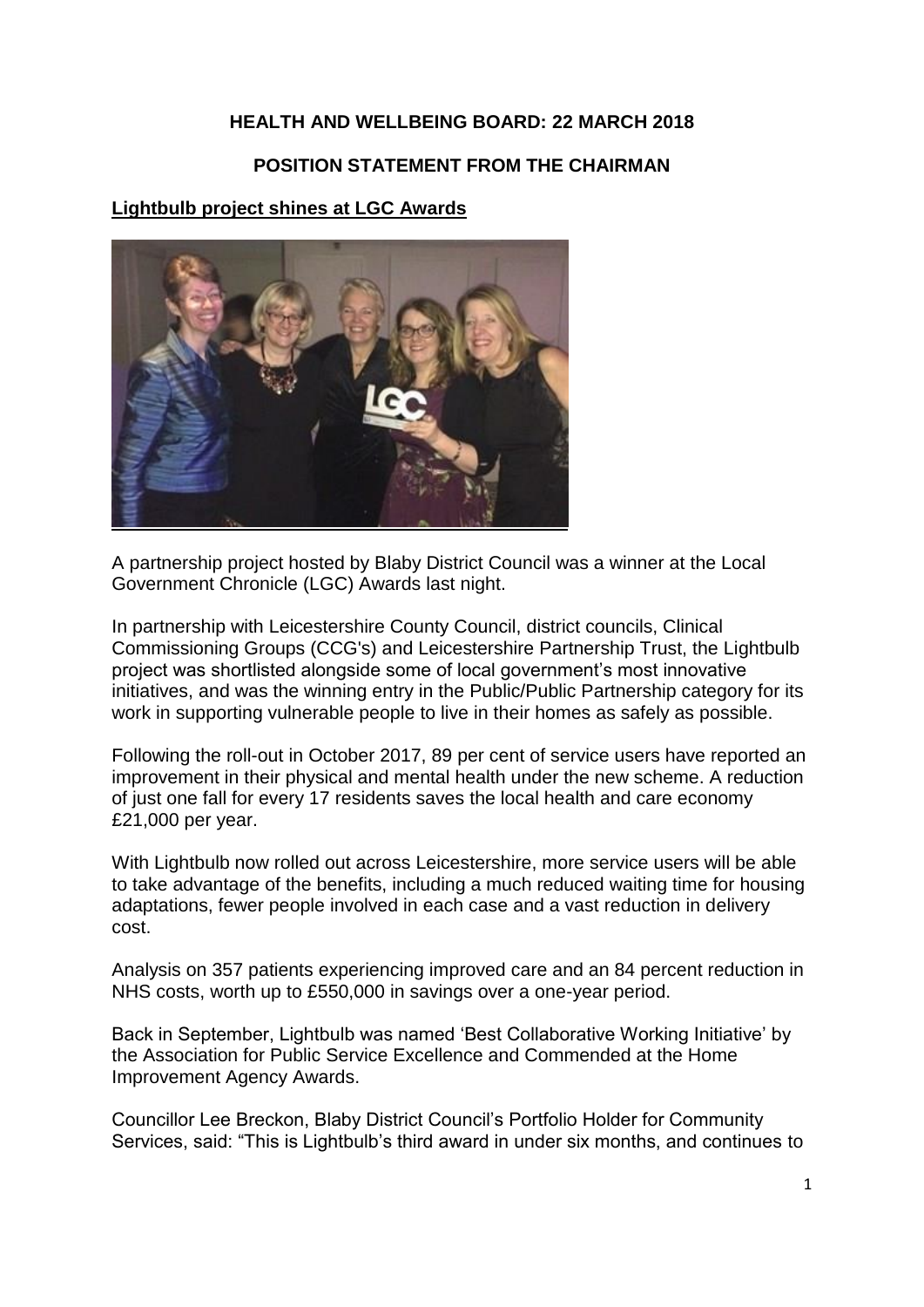**HEALTH AND WELLBEING BOARD: 22 MARCH 2018**

**POSITION STATEMENT FROM THE CHAIRMAN**

## Lightbulb project shines at LGC Awards

A partnership project hosted by Blaby District Council was a winner at the Local Government Chronicle (LGC) Awards last night.

In partnership with Leicestershire County Council, district councils, Clinical Commissioning Groups (CCG's) and Leicestershire Partnership Trust, the Lightbulb project was shortlisted alongside some of local government's most innovative initiatives, and was the winning entry in the Public/Public Partnership category for its work in supporting vulnerable people to live in their homes as safely as possible.

Following the roll-out in October 2017, 89 per cent of service users have reported an improvement in their physical and mental health under the new scheme. A reduction of just one fall for every 17 residents saves the local health and care economy £21,000 per year.

With Lightbulb now rolled out across Leicestershire, more service users will be able to take advantage of the benefits, including a much reduced waiting time for housing adaptations, fewer people involved in each case and a vast reduction in delivery cost.

Analysis on 357 patients experiencing improved care and an 84 percent reduction in NHS costs, worth up to £550,000 in savings over a one-year period.

Back in September, Lightbulb was named 'Best Collaborative Working Initiative' by the Association for Public Service Excellence and Commended at the Home Improvement Agency Awards.

Councillor Lee Breckon, Blaby District Council's Portfolio Holder for Community Services, said: "This is Lightbulb's third award in under six months, and continues to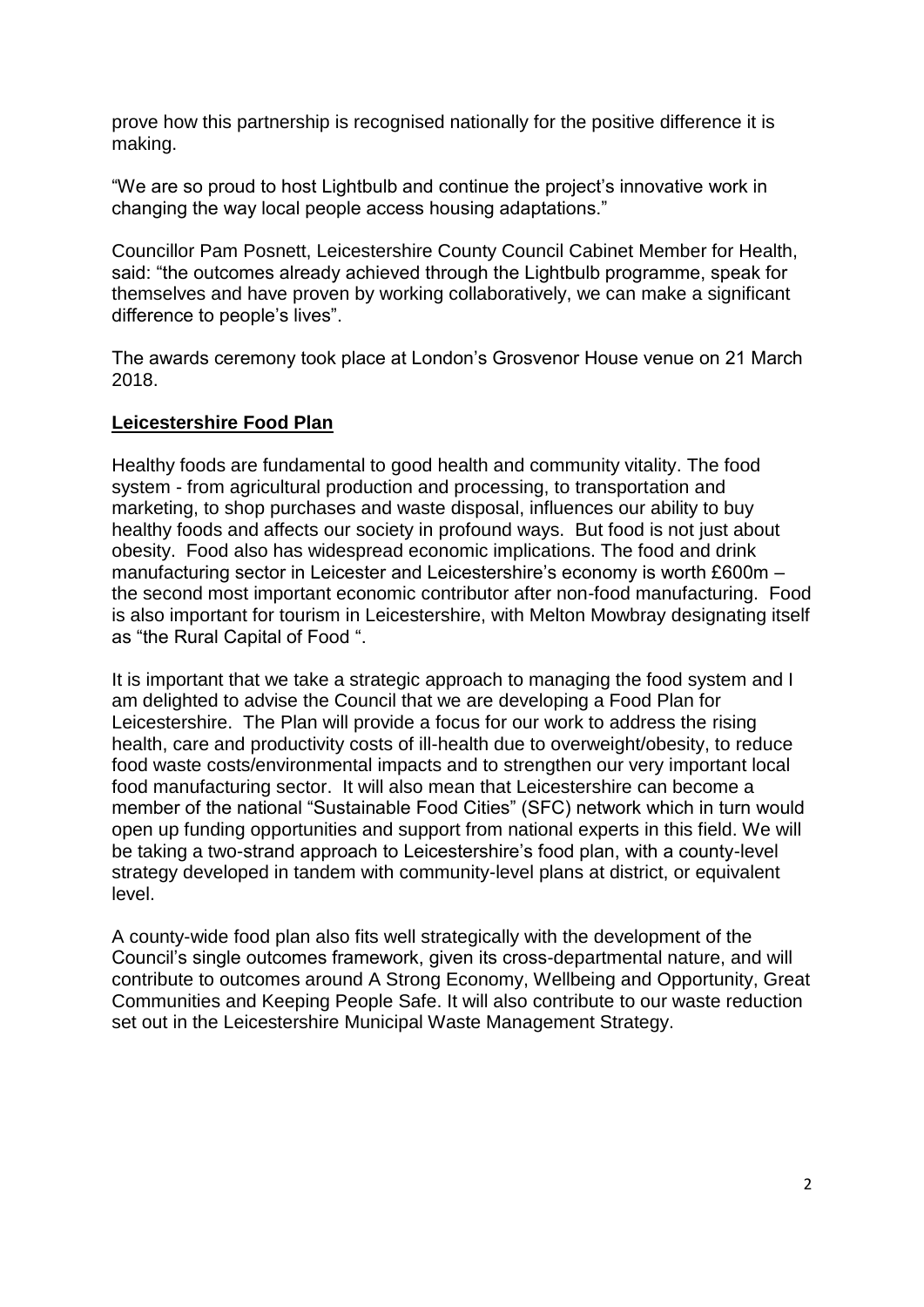prove how this partnership is recognised nationally for the positive difference it is making.

"We are so proud to host Lightbulb and continue the project's innovative work in changing the way local people access housing adaptations."

Councillor Pam Posnett, Leicestershire County Council Cabinet Member for Health, said: "the outcomes already achieved through the Lightbulb programme, speak for themselves and have proven by working collaboratively, we can make a significant difference to people's lives".

The awards ceremony took place at London's Grosvenor House venue on 21 March 2018.

**Leicestershire Food Plan**

Healthy foods are fundamental to good health and community vitality. The food system - from agricultural production and processing, to transportation and marketing, to shop purchases and waste disposal, influences our ability to buy healthy foods and affects our society in profound ways. But food is not just about obesity. Food also has widespread economic implications. The food and drink manufacturing sector in Leicester and Leicestershire's economy is worth £600m – the second most important economic contributor after non-food manufacturing. Food is also important for tourism in Leicestershire, with Melton Mowbray designating itself as "the Rural Capital of Food ".

It is important that we take a strategic approach to managing the food system and I am delighted to advise the Council that we are developing a Food Plan for Leicestershire. The Plan will provide a focus for our work to address the rising health, care and productivity costs of ill-health due to overweight/obesity, to reduce food waste costs/environmental impacts and to strengthen our very important local food manufacturing sector. It will also mean that Leicestershire can become a member of the national "Sustainable Food Cities" (SFC) network which in turn would open up funding opportunities and support from national experts in this field. We will be taking a two-strand approach to Leicestershire's food plan, with a county-level strategy developed in tandem with community-level plans at district, or equivalent level.

A county-wide food plan also fits well strategically with the development of the Council's single outcomes framework, given its cross-departmental nature, and will contribute to outcomes around A Strong Economy, Wellbeing and Opportunity, Great Communities and Keeping People Safe. It will also contribute to our waste reduction set out in the Leicestershire Municipal Waste Management Strategy.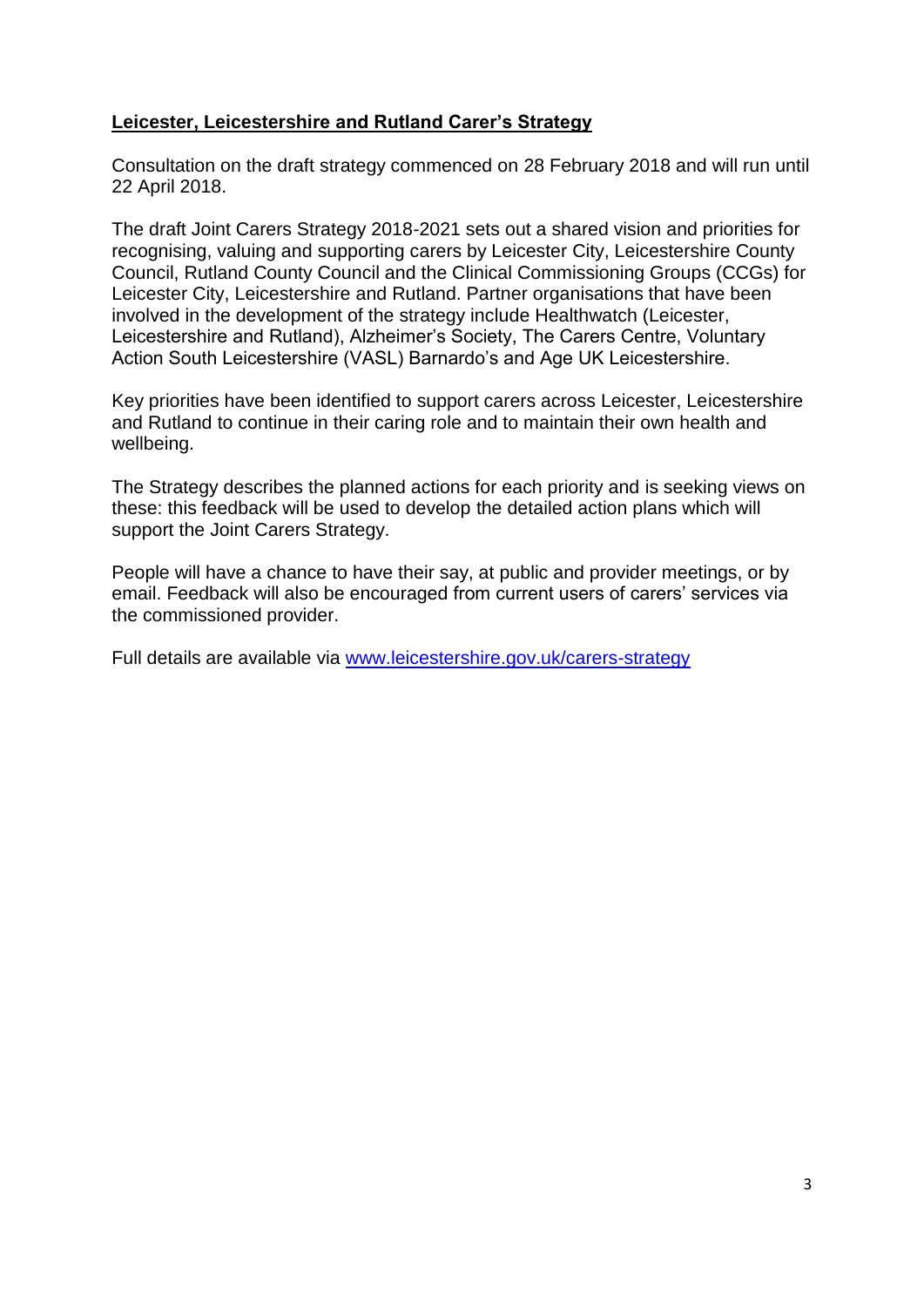## **Leicester, Leicestershire and Rutland Carer's Strategy**

Consultation on the draft strategy commenced on 28 February 2018 and will run until 22 April 2018.

The draft Joint Carers Strategy 2018-2021 sets out a shared vision and priorities for recognising, valuing and supporting carers by Leicester City, Leicestershire County Council, Rutland County Council and the Clinical Commissioning Groups (CCGs) for Leicester City, Leicestershire and Rutland. Partner organisations that have been involved in the development of the strategy include Healthwatch (Leicester, Leicestershire and Rutland), Alzheimer's Society, The Carers Centre, Voluntary Action South Leicestershire (VASL) Barnardo's and Age UK Leicestershire.

Key priorities have been identified to support carers across Leicester, Leicestershire and Rutland to continue in their caring role and to maintain their own health and wellbeing.

The Strategy describes the planned actions for each priority and is seeking views on these: this feedback will be used to develop the detailed action plans which will support the Joint Carers Strategy.

People will have a chance to have their say, at public and provider meetings, or by email. Feedback will also be encouraged from current users of carers' services via the commissioned provider.

Full details are available via [www.leicestershire.gov.uk/carers-strategy](www.leicestershire.gov.uk/carers-strategy)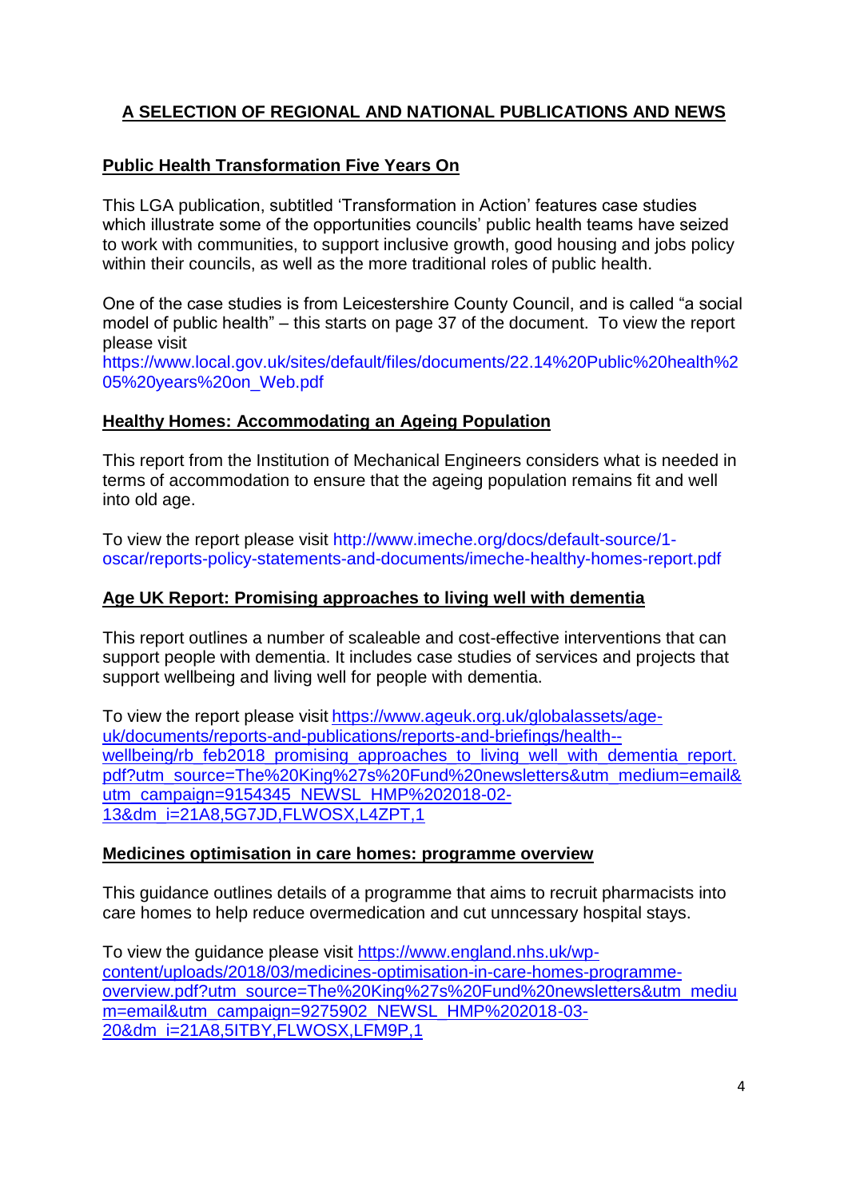## A SELECTION OF REGIONAL AND NATIONAL PUBLICATIONS AND NEWS

### Public Health Transformation Five Years On

This LGA publication, subtitled 'Transformation in Action' features case studies which illustrate some of the opportunities councils' public health teams have seized to work with communities, to support inclusive growth, good housing and jobs policy within their councils, as well as the more traditional roles of public health.

One of the case studies is from Leicestershire County Council, and is called "a social model of public health" – this starts on page 37 of the document. To view the report please visit https://www.local.gov.uk/sites/default/files/documents/22.14%20Public%20health%205%20years%20on_Web.pdf

### Healthy Homes: Accommodating an Ageing Population

This report from the Institution of Mechanical Engineers considers what is needed in terms of accommodation to ensure that the ageing population remains fit and well into old age.

To view the report please visit http://www.imeche.org/docs/default-source/1-oscar/reports-policy-statements-and-documents/imeche-healthy-homes-report.pdf

### Age UK Report: Promising approaches to living well with dementia

This report outlines a number of scaleable and cost-effective interventions that can support people with dementia. It includes case studies of services and projects that support wellbeing and living well for people with dementia.

To view the report please visit https://www.ageuk.org.uk/globalassets/age-uk/documents/reports-and-publications/reports-and-briefings/health--wellbeing/rb_feb2018_promising_approaches_to_living_well_with_dementia_report.pdf?utm_source=The%20King%27s%20Fund%20newsletters&utm_medium=email&utm_campaign=9154345_NEWSL_HMP%202018-02-13&dm_i=21A8,5G7JD,FLWOSX,L4ZPT,1

### Medicines optimisation in care homes: programme overview

This guidance outlines details of a programme that aims to recruit pharmacists into care homes to help reduce overmedication and cut unncessary hospital stays.

To view the guidance please visit https://www.england.nhs.uk/wp-content/uploads/2018/03/medicines-optimisation-in-care-homes-programme-overview.pdf?utm_source=The%20King%27s%20Fund%20newsletters&utm_medium=email&utm_campaign=9275902_NEWSL_HMP%202018-03-20&dm_i=21A8,5ITBY,FLWOSX,LFM9P,1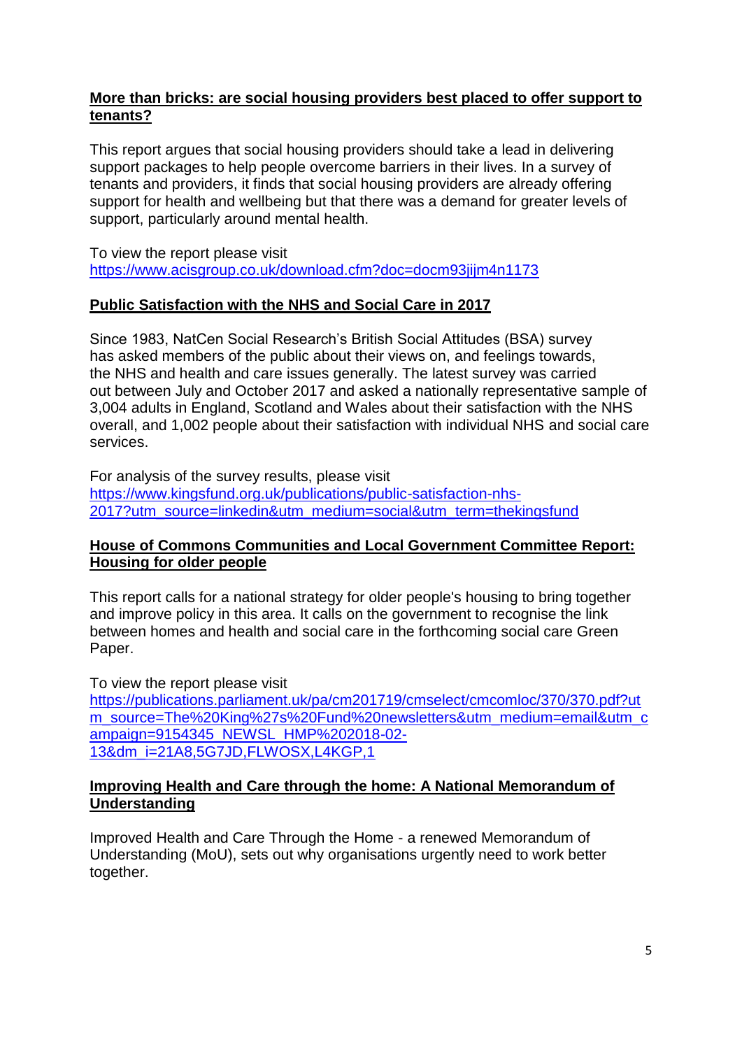**More than bricks: are social housing providers best placed to offer support to tenants?**

This report argues that social housing providers should take a lead in delivering support packages to help people overcome barriers in their lives. In a survey of tenants and providers, it finds that social housing providers are already offering support for health and wellbeing but that there was a demand for greater levels of support, particularly around mental health.

To view the report please visit
https://www.acisgroup.co.uk/download.cfm?doc=docm93jijm4n1173

**Public Satisfaction with the NHS and Social Care in 2017**

Since 1983, NatCen Social Research's British Social Attitudes (BSA) survey has asked members of the public about their views on, and feelings towards, the NHS and health and care issues generally. The latest survey was carried out between July and October 2017 and asked a nationally representative sample of 3,004 adults in England, Scotland and Wales about their satisfaction with the NHS overall, and 1,002 people about their satisfaction with individual NHS and social care services.

For analysis of the survey results, please visit
https://www.kingsfund.org.uk/publications/public-satisfaction-nhs-2017?utm_source=linkedin&utm_medium=social&utm_term=thekingsfund

**House of Commons Communities and Local Government Committee Report: Housing for older people**

This report calls for a national strategy for older people's housing to bring together and improve policy in this area. It calls on the government to recognise the link between homes and health and social care in the forthcoming social care Green Paper.

To view the report please visit
https://publications.parliament.uk/pa/cm201719/cmselect/cmcomloc/370/370.pdf?utm_source=The%20King%27s%20Fund%20newsletters&utm_medium=email&utm_campaign=9154345_NEWSL_HMP%202018-02-13&dm_i=21A8,5G7JD,FLWOSX,L4KGP,1

**Improving Health and Care through the home: A National Memorandum of Understanding**

Improved Health and Care Through the Home - a renewed Memorandum of Understanding (MoU), sets out why organisations urgently need to work better together.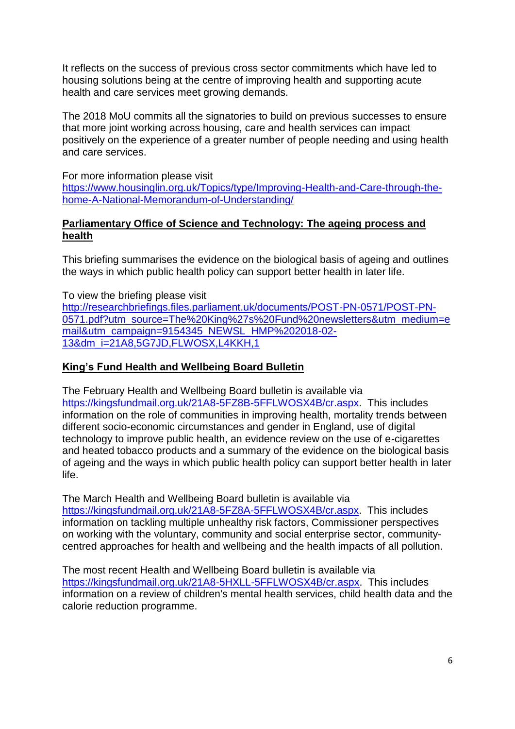It reflects on the success of previous cross sector commitments which have led to housing solutions being at the centre of improving health and supporting acute health and care services meet growing demands.

The 2018 MoU commits all the signatories to build on previous successes to ensure that more joint working across housing, care and health services can impact positively on the experience of a greater number of people needing and using health and care services.

For more information please visit
https://www.housinglin.org.uk/Topics/type/Improving-Health-and-Care-through-the-home-A-National-Memorandum-of-Understanding/

## Parliamentary Office of Science and Technology: The ageing process and health

This briefing summarises the evidence on the biological basis of ageing and outlines the ways in which public health policy can support better health in later life.

To view the briefing please visit
http://researchbriefings.files.parliament.uk/documents/POST-PN-0571/POST-PN-0571.pdf?utm_source=The%20King%27s%20Fund%20newsletters&utm_medium=email&utm_campaign=9154345_NEWSL_HMP%202018-02-13&dm_i=21A8,5G7JD,FLWOSX,L4KKH,1

## King's Fund Health and Wellbeing Board Bulletin

The February Health and Wellbeing Board bulletin is available via https://kingsfundmail.org.uk/21A8-5FZ8B-5FFLWOSX4B/cr.aspx. This includes information on the role of communities in improving health, mortality trends between different socio-economic circumstances and gender in England, use of digital technology to improve public health, an evidence review on the use of e-cigarettes and heated tobacco products and a summary of the evidence on the biological basis of ageing and the ways in which public health policy can support better health in later life.

The March Health and Wellbeing Board bulletin is available via https://kingsfundmail.org.uk/21A8-5FZ8A-5FFLWOSX4B/cr.aspx. This includes information on tackling multiple unhealthy risk factors, Commissioner perspectives on working with the voluntary, community and social enterprise sector, community-centred approaches for health and wellbeing and the health impacts of all pollution.

The most recent Health and Wellbeing Board bulletin is available via https://kingsfundmail.org.uk/21A8-5HXLL-5FFLWOSX4B/cr.aspx. This includes information on a review of children's mental health services, child health data and the calorie reduction programme.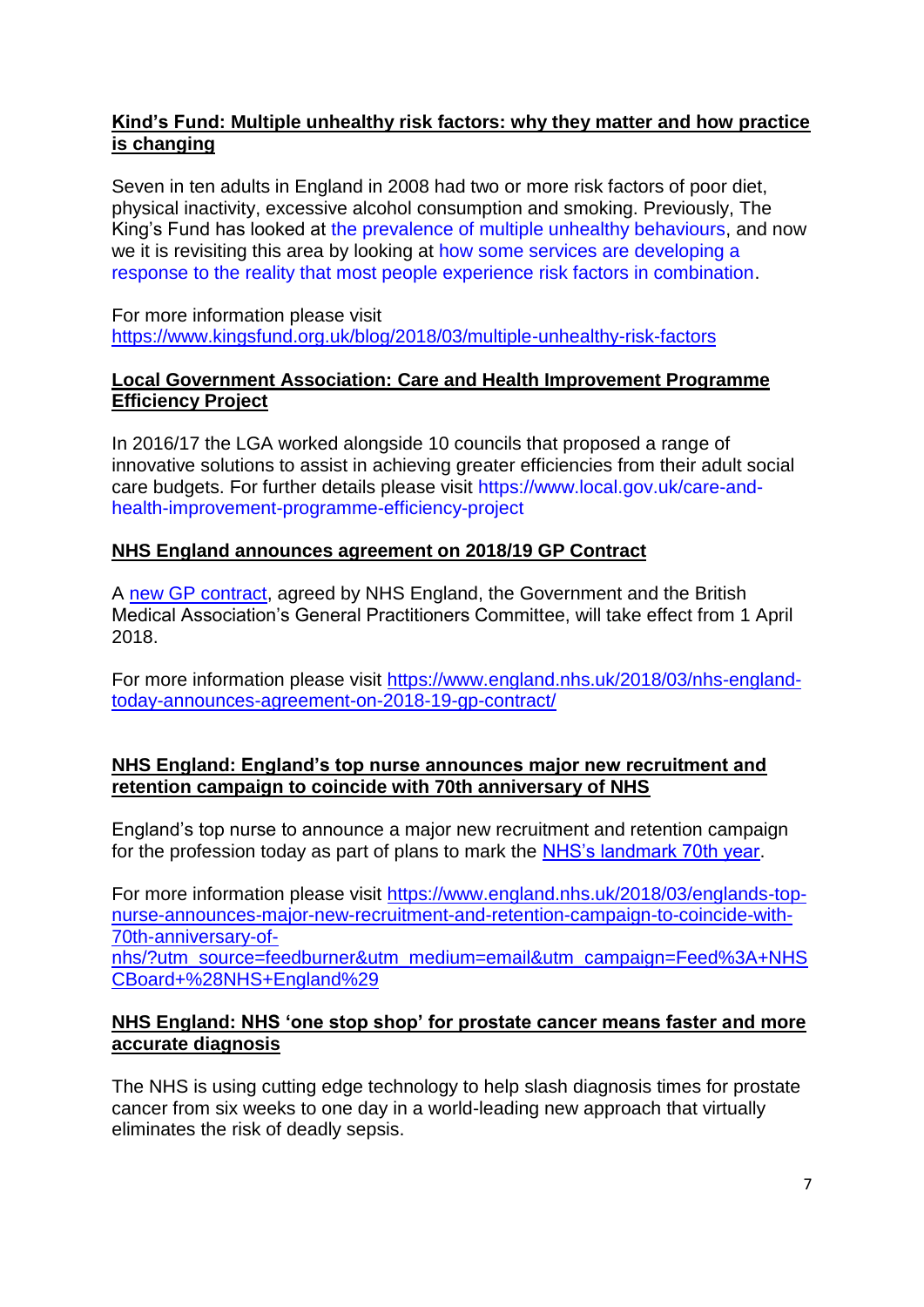**Kind's Fund: Multiple unhealthy risk factors: why they matter and how practice is changing**

Seven in ten adults in England in 2008 had two or more risk factors of poor diet, physical inactivity, excessive alcohol consumption and smoking. Previously, The King's Fund has looked at the prevalence of multiple unhealthy behaviours, and now we it is revisiting this area by looking at how some services are developing a response to the reality that most people experience risk factors in combination.

For more information please visit
https://www.kingsfund.org.uk/blog/2018/03/multiple-unhealthy-risk-factors

**Local Government Association: Care and Health Improvement Programme Efficiency Project**

In 2016/17 the LGA worked alongside 10 councils that proposed a range of innovative solutions to assist in achieving greater efficiencies from their adult social care budgets. For further details please visit https://www.local.gov.uk/care-and-health-improvement-programme-efficiency-project

**NHS England announces agreement on 2018/19 GP Contract**

A new GP contract, agreed by NHS England, the Government and the British Medical Association's General Practitioners Committee, will take effect from 1 April 2018.

For more information please visit https://www.england.nhs.uk/2018/03/nhs-england-today-announces-agreement-on-2018-19-gp-contract/

**NHS England: England's top nurse announces major new recruitment and retention campaign to coincide with 70th anniversary of NHS**

England's top nurse to announce a major new recruitment and retention campaign for the profession today as part of plans to mark the NHS's landmark 70th year.

For more information please visit https://www.england.nhs.uk/2018/03/englands-top-nurse-announces-major-new-recruitment-and-retention-campaign-to-coincide-with-70th-anniversary-of-nhs/?utm_source=feedburner&utm_medium=email&utm_campaign=Feed%3A+NHSCBoard+%28NHS+England%29

**NHS England: NHS 'one stop shop' for prostate cancer means faster and more accurate diagnosis**

The NHS is using cutting edge technology to help slash diagnosis times for prostate cancer from six weeks to one day in a world-leading new approach that virtually eliminates the risk of deadly sepsis.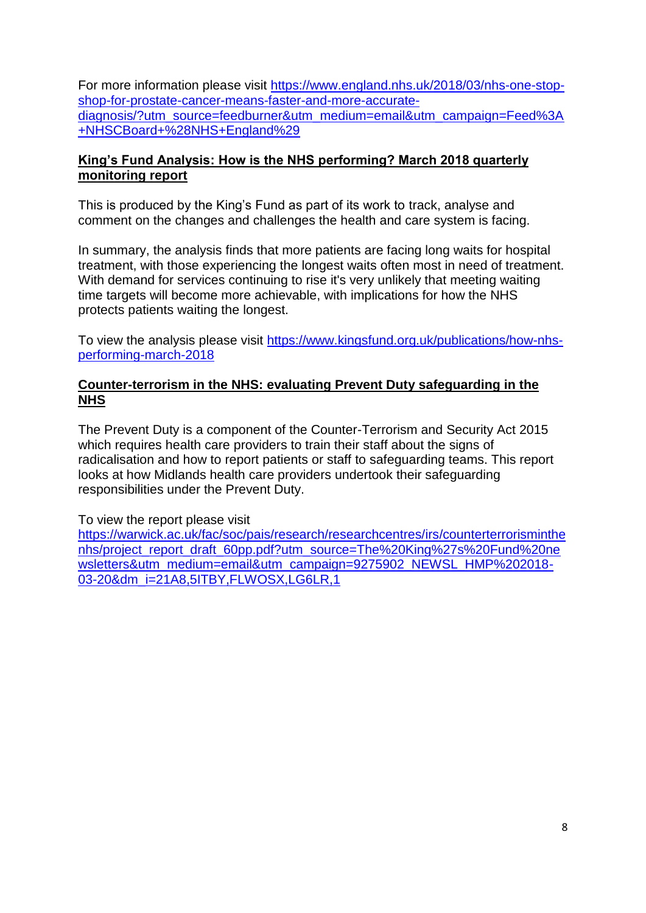For more information please visit https://www.england.nhs.uk/2018/03/nhs-one-stop-shop-for-prostate-cancer-means-faster-and-more-accurate-diagnosis/?utm_source=feedburner&utm_medium=email&utm_campaign=Feed%3A+NHSCBoard+%28NHS+England%29

**King's Fund Analysis: How is the NHS performing? March 2018 quarterly monitoring report**

This is produced by the King's Fund as part of its work to track, analyse and comment on the changes and challenges the health and care system is facing.

In summary, the analysis finds that more patients are facing long waits for hospital treatment, with those experiencing the longest waits often most in need of treatment. With demand for services continuing to rise it's very unlikely that meeting waiting time targets will become more achievable, with implications for how the NHS protects patients waiting the longest.

To view the analysis please visit https://www.kingsfund.org.uk/publications/how-nhs-performing-march-2018

**Counter-terrorism in the NHS: evaluating Prevent Duty safeguarding in the NHS**

The Prevent Duty is a component of the Counter-Terrorism and Security Act 2015 which requires health care providers to train their staff about the signs of radicalisation and how to report patients or staff to safeguarding teams. This report looks at how Midlands health care providers undertook their safeguarding responsibilities under the Prevent Duty.

To view the report please visit https://warwick.ac.uk/fac/soc/pais/research/researchcentres/irs/counterterrorisminthenhs/project_report_draft_60pp.pdf?utm_source=The%20King%27s%20Fund%20newsletters&utm_medium=email&utm_campaign=9275902_NEWSL_HMP%202018-03-20&dm_i=21A8,5ITBY,FLWOSX,LG6LR,1